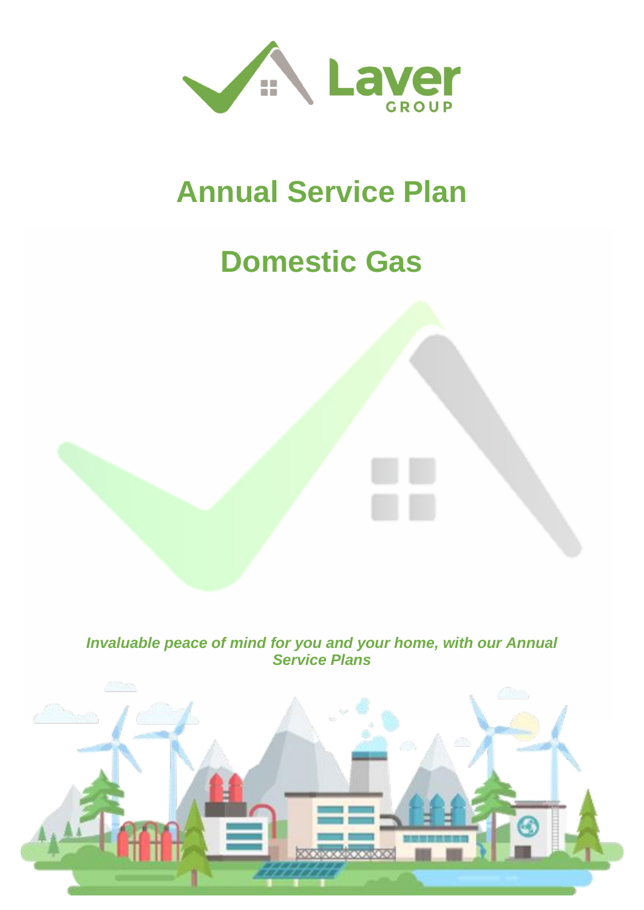# Annual Service Plan

# Domestic Gas

***Invaluable peace of mind for you and your home, with our Annual Service Plans***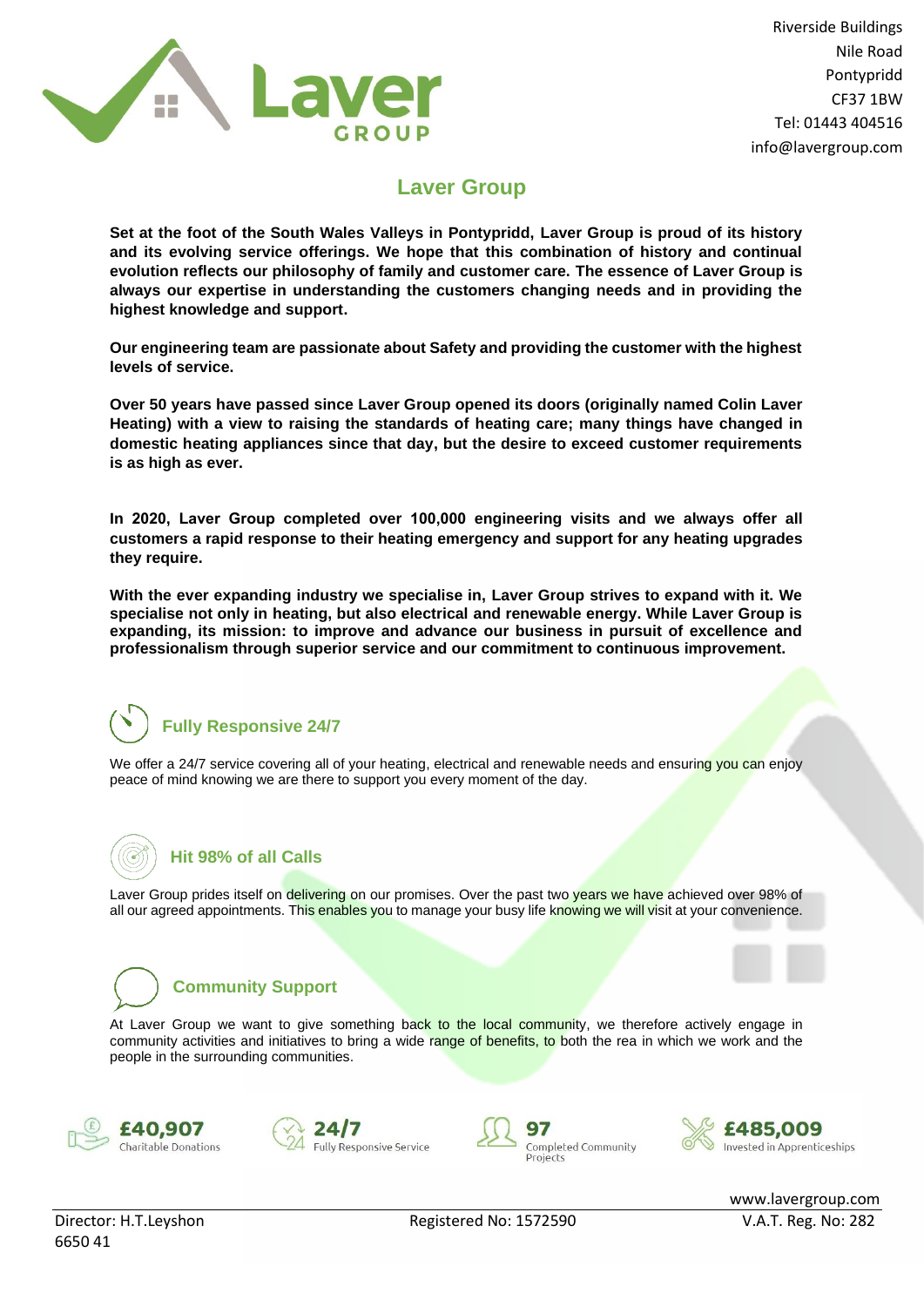Riverside Buildings
Nile Road
Pontypridd
CF37 1BW
Tel: 01443 404516
info@lavergroup.com

# Laver Group

**Set at the foot of the South Wales Valleys in Pontypridd, Laver Group is proud of its history and its evolving service offerings. We hope that this combination of history and continual evolution reflects our philosophy of family and customer care. The essence of Laver Group is always our expertise in understanding the customers changing needs and in providing the highest knowledge and support.**

**Our engineering team are passionate about Safety and providing the customer with the highest levels of service.**

**Over 50 years have passed since Laver Group opened its doors (originally named Colin Laver Heating) with a view to raising the standards of heating care; many things have changed in domestic heating appliances since that day, but the desire to exceed customer requirements is as high as ever.**

**In 2020, Laver Group completed over 100,000 engineering visits and we always offer all customers a rapid response to their heating emergency and support for any heating upgrades they require.**

**With the ever expanding industry we specialise in, Laver Group strives to expand with it. We specialise not only in heating, but also electrical and renewable energy. While Laver Group is expanding, its mission: to improve and advance our business in pursuit of excellence and professionalism through superior service and our commitment to continuous improvement.**

## Fully Responsive 24/7

We offer a 24/7 service covering all of your heating, electrical and renewable needs and ensuring you can enjoy peace of mind knowing we are there to support you every moment of the day.

## Hit 98% of all Calls

Laver Group prides itself on delivering on our promises. Over the past two years we have achieved over 98% of all our agreed appointments. This enables you to manage your busy life knowing we will visit at your convenience.

## Community Support

At Laver Group we want to give something back to the local community, we therefore actively engage in community activities and initiatives to bring a wide range of benefits, to both the rea in which we work and the people in the surrounding communities.

**£40,907** Charitable Donations

**24/7** Fully Responsive Service

**97** Completed Community Projects

**£485,009** Invested in Apprenticeships

www.lavergroup.com

Director: H.T.Leyshon | Registered No: 1572590 | V.A.T. Reg. No: 282 6650 41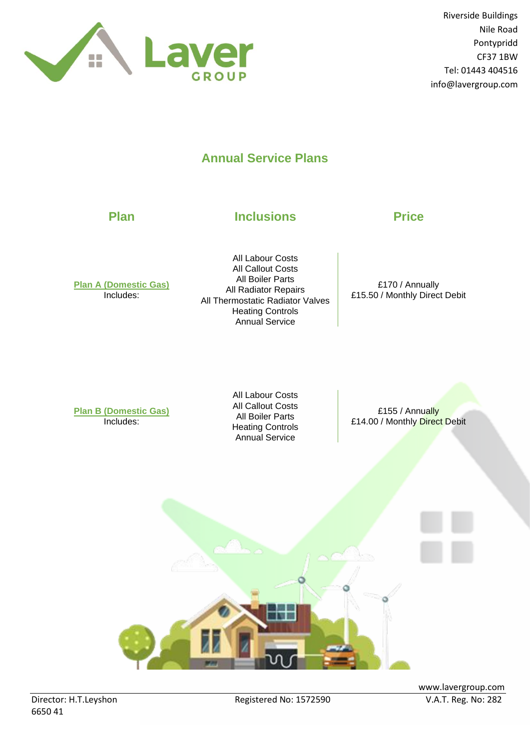Riverside Buildings
Nile Road
Pontypridd
CF37 1BW
Tel: 01443 404516
info@lavergroup.com

# Annual Service Plans

| Plan | Inclusions | Price |
|---|---|---|
| **Plan A (Domestic Gas)** Includes: | All Labour Costs<br>All Callout Costs<br>All Boiler Parts<br>All Radiator Repairs<br>All Thermostatic Radiator Valves<br>Heating Controls<br>Annual Service | £170 / Annually<br>£15.50 / Monthly Direct Debit |
| **Plan B (Domestic Gas)** Includes: | All Labour Costs<br>All Callout Costs<br>All Boiler Parts<br>Heating Controls<br>Annual Service | £155 / Annually<br>£14.00 / Monthly Direct Debit |

www.lavergroup.com

Director: H.T.Leyshon    Registered No: 1572590    V.A.T. Reg. No: 282 6650 41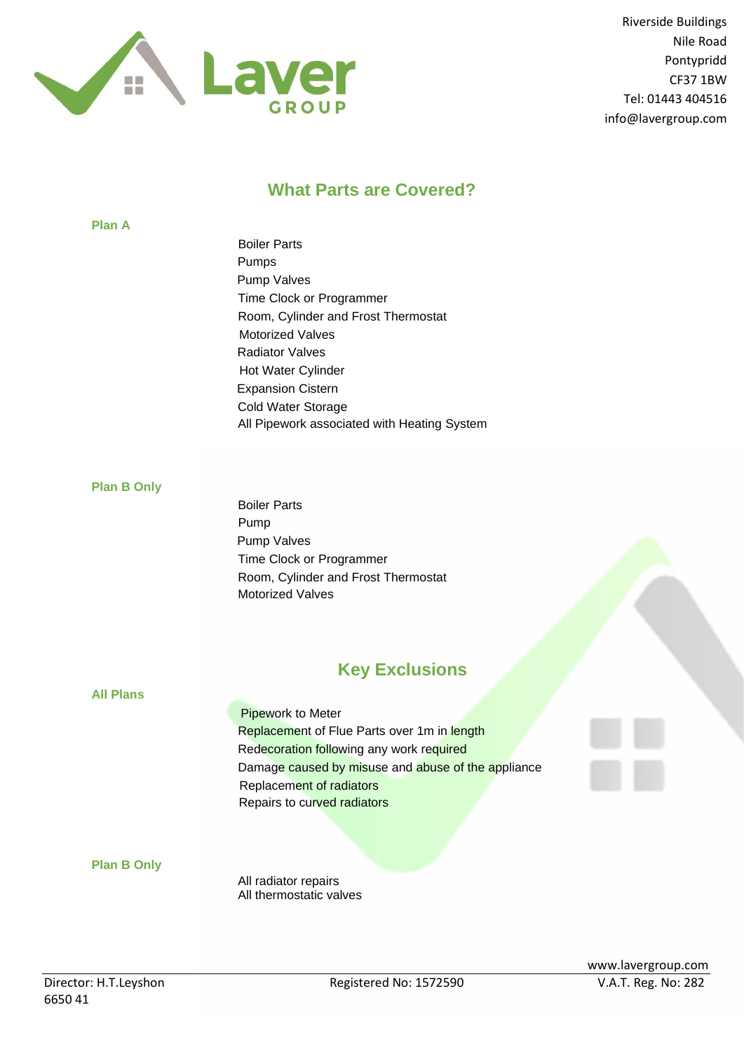Riverside Buildings
Nile Road
Pontypridd
CF37 1BW
Tel: 01443 404516
info@lavergroup.com

## What Parts are Covered?

### Plan A

- Boiler Parts
- Pumps
- Pump Valves
- Time Clock or Programmer
- Room, Cylinder and Frost Thermostat
- Motorized Valves
- Radiator Valves
- Hot Water Cylinder
- Expansion Cistern
- Cold Water Storage
- All Pipework associated with Heating System

### Plan B Only

- Boiler Parts
- Pump
- Pump Valves
- Time Clock or Programmer
- Room, Cylinder and Frost Thermostat
- Motorized Valves

## Key Exclusions

### All Plans

- Pipework to Meter
- Replacement of Flue Parts over 1m in length
- Redecoration following any work required
- Damage caused by misuse and abuse of the appliance
- Replacement of radiators
- Repairs to curved radiators

### Plan B Only

- All radiator repairs
- All thermostatic valves

www.lavergroup.com

Director: H.T.Leyshon Registered No: 1572590 V.A.T. Reg. No: 282 6650 41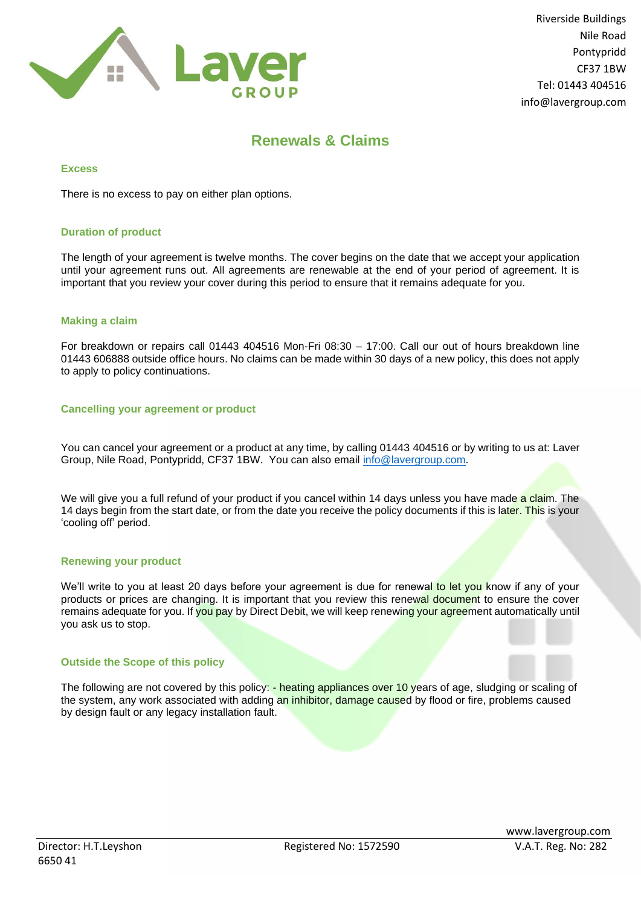# Renewals & Claims

### Excess

There is no excess to pay on either plan options.

### Duration of product

The length of your agreement is twelve months. The cover begins on the date that we accept your application until your agreement runs out. All agreements are renewable at the end of your period of agreement. It is important that you review your cover during this period to ensure that it remains adequate for you.

### Making a claim

For breakdown or repairs call 01443 404516 Mon-Fri 08:30 – 17:00. Call our out of hours breakdown line 01443 606888 outside office hours. No claims can be made within 30 days of a new policy, this does not apply to apply to policy continuations.

### Cancelling your agreement or product

You can cancel your agreement or a product at any time, by calling 01443 404516 or by writing to us at: Laver Group, Nile Road, Pontypridd, CF37 1BW. You can also email info@lavergroup.com.

We will give you a full refund of your product if you cancel within 14 days unless you have made a claim. The 14 days begin from the start date, or from the date you receive the policy documents if this is later. This is your 'cooling off' period.

### Renewing your product

We'll write to you at least 20 days before your agreement is due for renewal to let you know if any of your products or prices are changing. It is important that you review this renewal document to ensure the cover remains adequate for you. If you pay by Direct Debit, we will keep renewing your agreement automatically until you ask us to stop.

### Outside the Scope of this policy

The following are not covered by this policy: - heating appliances over 10 years of age, sludging or scaling of the system, any work associated with adding an inhibitor, damage caused by flood or fire, problems caused by design fault or any legacy installation fault.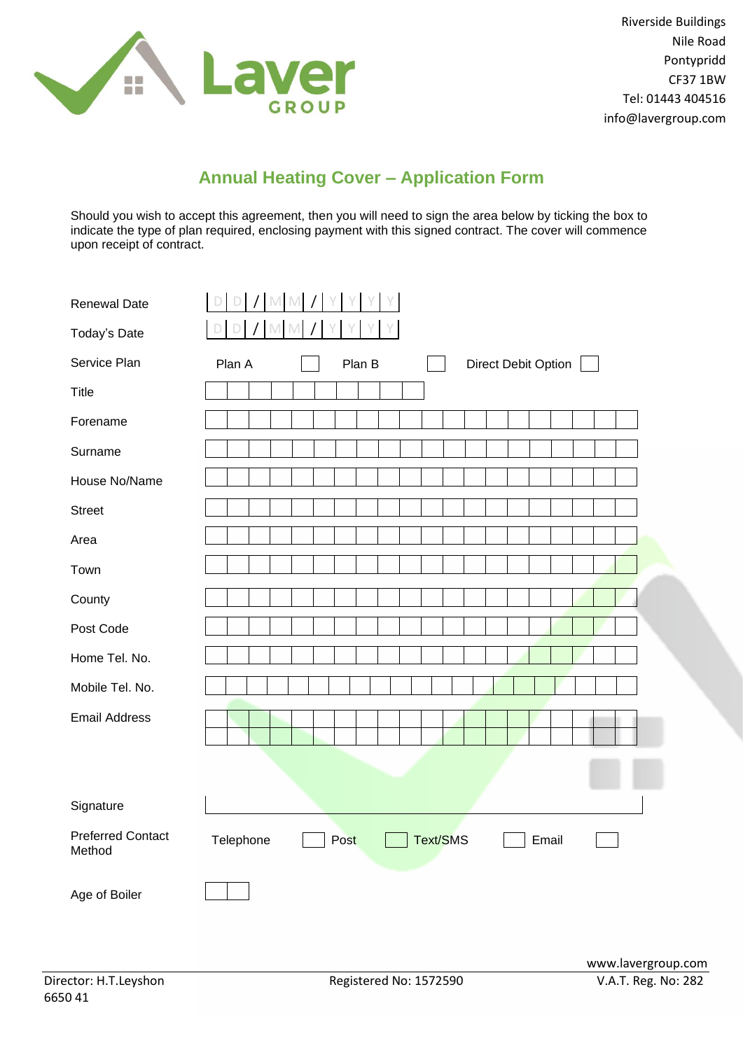Riverside Buildings
Nile Road
Pontypridd
CF37 1BW
Tel: 01443 404516
info@lavergroup.com

## Annual Heating Cover – Application Form

Should you wish to accept this agreement, then you will need to sign the area below by ticking the box to indicate the type of plan required, enclosing payment with this signed contract. The cover will commence upon receipt of contract.

| | |
|---|---|
| Renewal Date | DD / MM / YYYY |
| Today's Date | DD / MM / YYYY |
| Service Plan | Plan A ☐ Plan B ☐ Direct Debit Option ☐ |
| Title | |
| Forename | |
| Surname | |
| House No/Name | |
| Street | |
| Area | |
| Town | |
| County | |
| Post Code | |
| Home Tel. No. | |
| Mobile Tel. No. | |
| Email Address | |
| Signature | |
| Preferred Contact Method | Telephone ☐ Post ☐ Text/SMS ☐ Email ☐ |
| Age of Boiler | |

www.lavergroup.com

Director: H.T.Leyshon    Registered No: 1572590    V.A.T. Reg. No: 282 6650 41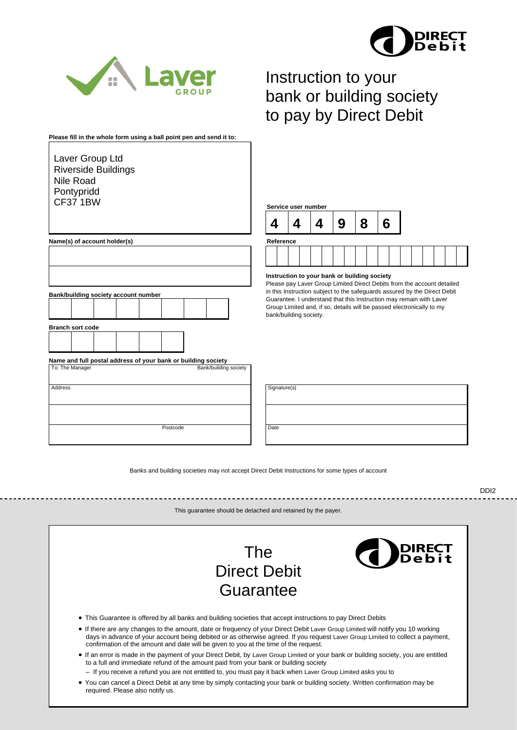DIRECT Debit

Laver GROUP

# Instruction to your bank or building society to pay by Direct Debit

**Please fill in the whole form using a ball point pen and send it to:**

Laver Group Ltd
Riverside Buildings
Nile Road
Pontypridd
CF37 1BW

**Service user number**

| 4 | 4 | 4 | 9 | 8 | 6 |
|---|---|---|---|---|---|

**Name(s) of account holder(s)**

**Reference**

**Bank/building society account number**

**Branch sort code**

**Instruction to your bank or building society**
Please pay Laver Group Limited Direct Debits from the account detailed in this Instruction subject to the safeguards assured by the Direct Debit Guarantee. I understand that this Instruction may remain with Laver Group Limited and, if so, details will be passed electronically to my bank/building society.

**Name and full postal address of your bank or building society**

To: The Manager — Bank/building society

Address

Postcode

Signature(s)

Date

Banks and building societies may not accept Direct Debit Instructions for some types of account

DDI2

This guarantee should be detached and retained by the payer.

## The Direct Debit Guarantee

DIRECT Debit

- This Guarantee is offered by all banks and building societies that accept instructions to pay Direct Debits
- If there are any changes to the amount, date or frequency of your Direct Debit Laver Group Limited will notify you 10 working days in advance of your account being debited or as otherwise agreed. If you request Laver Group Limited to collect a payment, confirmation of the amount and date will be given to you at the time of the request.
- If an error is made in the payment of your Direct Debit, by Laver Group Limited or your bank or building society, you are entitled to a full and immediate refund of the amount paid from your bank or building society
  - If you receive a refund you are not entitled to, you must pay it back when Laver Group Limited asks you to
- You can cancel a Direct Debit at any time by simply contacting your bank or building society. Written confirmation may be required. Please also notify us.